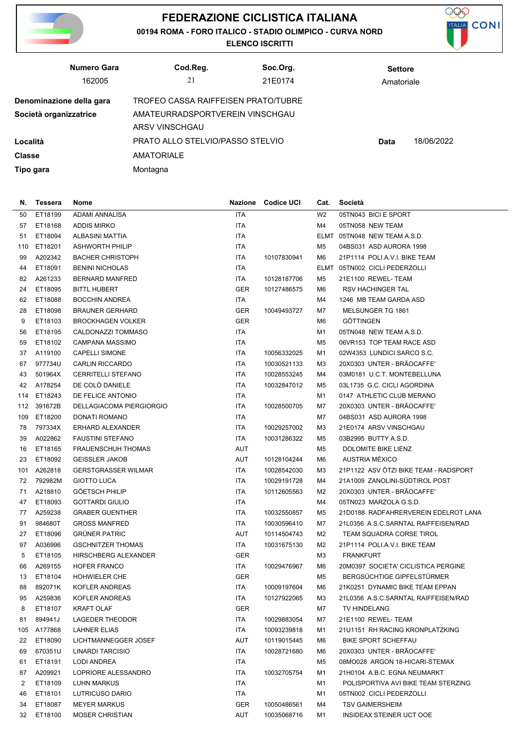# FEDERAZIONE CICLISTICA ITALIANA

**00194 ROMA - FORO ITALICO - STADIO OLIMPICO - CURVA NORD**

**ELENCO ISCRITTI**

| Numero Gara | Cod.Reg. | Soc.Org. | Settore |
|---|---|---|---|
| 162005 | 21 | 21E0174 | Amatoriale |

**Denominazione della gara** TROFEO CASSA RAIFFEISEN PRATO/TUBRE

**Società organizzatrice** AMATEURRADSPORTVEREIN VINSCHGAU ARSV VINSCHGAU

**Località** PRATO ALLO STELVIO/PASSO STELVIO **Data** 18/06/2022

**Classe** AMATORIALE

**Tipo gara** Montagna

| N. | Tessera | Nome | Nazione | Codice UCI | Cat. | Società |
|---|---|---|---|---|---|---|
| 50 | ET18199 | ADAMI ANNALISA | ITA | | W2 | 05TN043 BICI E SPORT |
| 57 | ET18168 | ADDIS MIRKO | ITA | | M4 | 05TN058 NEW TEAM |
| 51 | ET18094 | ALBASINI MATTIA | ITA | | ELMT | 05TN048 NEW TEAM A.S.D. |
| 110 | ET18201 | ASHWORTH PHILIP | ITA | | M5 | 04BS031 ASD AURORA 1998 |
| 99 | A202342 | BACHER CHRISTOPH | ITA | 10107830941 | M6 | 21P1114 POLI.A.V.I. BIKE TEAM |
| 44 | ET18091 | BENINI NICHOLAS | ITA | | ELMT | 05TN002 CICLI PEDERZOLLI |
| 82 | A261233 | BERNARD MANFRED | ITA | 10128187706 | M5 | 21E1100 REWEL- TEAM |
| 24 | ET18095 | BITTL HUBERT | GER | 10127486575 | M6 | RSV HACHINGER TAL |
| 62 | ET18088 | BOCCHIN ANDREA | ITA | | M4 | 1246 MB TEAM GARDA ASD |
| 28 | ET18098 | BRAUNER GERHARD | GER | 10049493727 | M7 | MELSUNGER TG 1861 |
| 9 | ET18103 | BROCKHAGEN VOLKER | GER | | M6 | GÖTTINGEN |
| 56 | ET18195 | CALDONAZZI TOMMASO | ITA | | M1 | 05TN048 NEW TEAM A.S.D. |
| 59 | ET18102 | CAMPANA MASSIMO | ITA | | M5 | 06VR153 TOP TEAM RACE ASD |
| 37 | A119100 | CAPELLI SIMONE | ITA | 10056332025 | M1 | 02W4353 LUNDICI SARCO S.C. |
| 67 | 977734U | CARLIN RICCARDO | ITA | 10030521133 | M3 | 20X0303 UNTER - BRÄOCAFFE' |
| 43 | 501964X | CERRITELLI STEFANO | ITA | 10028553245 | M4 | 03M0181 U.C.T. MONTEBELLUNA |
| 42 | A178254 | DE COLÒ DANIELE | ITA | 10032847012 | M5 | 03L1735 G.C. CICLI AGORDINA |
| 114 | ET18243 | DE FELICE ANTONIO | ITA | | M1 | 0147 ATHLETIC CLUB MERANO |
| 112 | 391672B | DELLAGIACOMA PIERGIORGIO | ITA | 10028500705 | M7 | 20X0303 UNTER - BRÄOCAFFE' |
| 109 | ET18200 | DONATI ROMANO | ITA | | M7 | 04BS031 ASD AURORA 1998 |
| 78 | 797334X | ERHARD ALEXANDER | ITA | 10029257002 | M3 | 21E0174 ARSV VINSCHGAU |
| 39 | A022862 | FAUSTINI STEFANO | ITA | 10031286322 | M5 | 03B2995 BUTTY A.S.D. |
| 16 | ET18165 | FRAUENSCHUH THOMAS | AUT | | M5 | DOLOMITE BIKE LIENZ |
| 23 | ET18092 | GEISSLER JAKOB | AUT | 10128104244 | M6 | AUSTRIA MÉXICO |
| 101 | A262818 | GERSTGRASSER WILMAR | ITA | 10028542030 | M3 | 21P1122 ASV ÖTZI BIKE TEAM - RADSPORT |
| 72 | 792982M | GIOTTO LUCA | ITA | 10029191728 | M4 | 21A1009 ZANOLINI-SÜDTIROL POST |
| 71 | A218810 | GÖETSCH PHILIP | ITA | 10112605563 | M2 | 20X0303 UNTER - BRÄOCAFFE' |
| 47 | ET18093 | GOTTARDI GIULIO | ITA | | M4 | 05TN023 MARZOLA G.S.D. |
| 77 | A259238 | GRABER GUENTHER | ITA | 10032550857 | M5 | 21D0188 RADFAHRERVEREIN EDELROT LANA |
| 91 | 984680T | GROSS MANFRED | ITA | 10030596410 | M7 | 21L0356 A.S.C.SARNTAL RAIFFEISEN/RAD |
| 27 | ET18096 | GRÜNER PATRIC | AUT | 10114504743 | M2 | TEAM SQUADRA CORSE TIROL |
| 97 | A036996 | GSCHNITZER THOMAS | ITA | 10031675130 | M2 | 21P1114 POLI.A.V.I. BIKE TEAM |
| 5 | ET18105 | HIRSCHBERG ALEXANDER | GER | | M3 | FRANKFURT |
| 66 | A269155 | HOFER FRANCO | ITA | 10029476967 | M6 | 20M0397 SOCIETA' CICLISTICA PERGINE |
| 13 | ET18104 | HOHWIELER CHE | GER | | M5 | BERGSÜCHTIGE GIPFELSTÜRMER |
| 88 | 892071K | KOFLER ANDREAS | ITA | 10009197604 | M6 | 21K0251 DYNAMIC BIKE TEAM EPPAN |
| 95 | A259836 | KOFLER ANDREAS | ITA | 10127922065 | M3 | 21L0356 A.S.C.SARNTAL RAIFFEISEN/RAD |
| 8 | ET18107 | KRAFT OLAF | GER | | M7 | TV HINDELANG |
| 81 | 894941J | LAGEDER THEODOR | ITA | 10029883054 | M7 | 21E1100 REWEL- TEAM |
| 105 | A177868 | LAHNER ELIAS | ITA | 10093239818 | M1 | 21U1151 RH RACING KRONPLATZKING |
| 22 | ET18090 | LICHTMANNEGGER JOSEF | AUT | 10119015445 | M6 | BIKE SPORT SCHEFFAU |
| 69 | 670351U | LINARDI TARCISIO | ITA | 10028721680 | M6 | 20X0303 UNTER - BRÄOCAFFE' |
| 61 | ET18191 | LODI ANDREA | ITA | | M5 | 08MO028 ARGON 18-HICARI-STEMAX |
| 87 | A209921 | LOPRIORE ALESSANDRO | ITA | 10032705754 | M1 | 21H0104 A.B.C. EGNA NEUMARKT |
| 2 | ET18109 | LUHN MARKUS | ITA | | M1 | POLISPORTIVA AVI BIKE TEAM STERZING |
| 46 | ET18101 | LUTRICUSO DARIO | ITA | | M1 | 05TN002 CICLI PEDERZOLLI |
| 34 | ET18087 | MEYER MARKUS | GER | 10050486561 | M4 | TSV GAIMERSHEIM |
| 32 | ET18100 | MOSER CHRISTIAN | AUT | 10035068716 | M1 | INSIDEAX STEINER UCT OOE |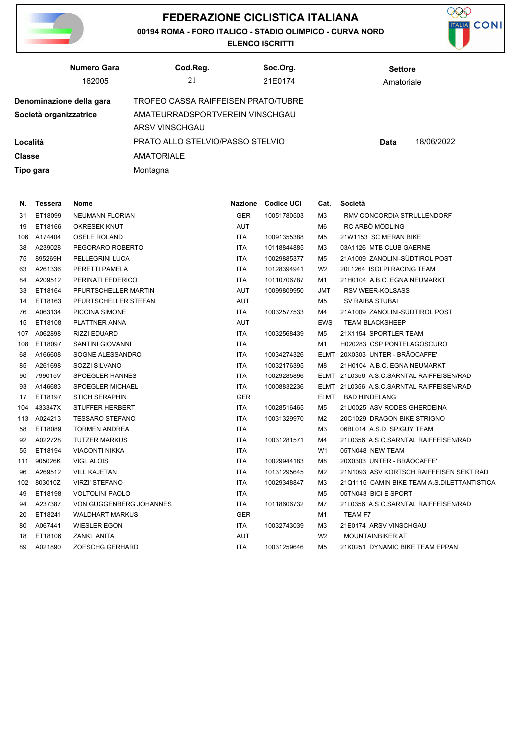# FEDERAZIONE CICLISTICA ITALIANA

**00194 ROMA - FORO ITALICO - STADIO OLIMPICO - CURVA NORD**

**ELENCO ISCRITTI**

| Numero Gara | Cod.Reg. | Soc.Org. | Settore |
|---|---|---|---|
| 162005 | 21 | 21E0174 | Amatoriale |

**Denominazione della gara** TROFEO CASSA RAIFFEISEN PRATO/TUBRE

**Società organizzatrice** AMATEURRADSPORTVEREIN VINSCHGAU ARSV VINSCHGAU

**Località** PRATO ALLO STELVIO/PASSO STELVIO **Data** 18/06/2022

**Classe** AMATORIALE

**Tipo gara** Montagna

| N. | Tessera | Nome | Nazione | Codice UCI | Cat. | Società |
|---|---|---|---|---|---|---|
| 31 | ET18099 | NEUMANN FLORIAN | GER | 10051780503 | M3 | RMV CONCORDIA STRULLENDORF |
| 19 | ET18166 | OKRESEK KNUT | AUT | | M6 | RC ARBÖ MÖDLING |
| 106 | A174404 | OSELE ROLAND | ITA | 10091355388 | M5 | 21W1153 SC MERAN BIKE |
| 38 | A239028 | PEGORARO ROBERTO | ITA | 10118844885 | M3 | 03A1126 MTB CLUB GAERNE |
| 75 | 895269H | PELLEGRINI LUCA | ITA | 10029885377 | M5 | 21A1009 ZANOLINI-SÜDTIROL POST |
| 63 | A261336 | PERETTI PAMELA | ITA | 10128394941 | W2 | 20L1264 ISOLPI RACING TEAM |
| 84 | A209512 | PERINATI FEDERICO | ITA | 10110706787 | M1 | 21H0104 A.B.C. EGNA NEUMARKT |
| 33 | ET18164 | PFURTSCHELLER MARTIN | AUT | 10099809950 | JMT | RSV WEER-KOLSASS |
| 14 | ET18163 | PFURTSCHELLER STEFAN | AUT | | M5 | SV RAIBA STUBAI |
| 76 | A063134 | PICCINA SIMONE | ITA | 10032577533 | M4 | 21A1009 ZANOLINI-SÜDTIROL POST |
| 15 | ET18108 | PLATTNER ANNA | AUT | | EWS | TEAM BLACKSHEEP |
| 107 | A062898 | RIZZI EDUARD | ITA | 10032568439 | M5 | 21X1154 SPORTLER TEAM |
| 108 | ET18097 | SANTINI GIOVANNI | ITA | | M1 | H020283 CSP PONTELAGOSCURO |
| 68 | A166608 | SOGNE ALESSANDRO | ITA | 10034274326 | ELMT | 20X0303 UNTER - BRÄOCAFFE' |
| 85 | A261698 | SOZZI SILVANO | ITA | 10032176395 | M8 | 21H0104 A.B.C. EGNA NEUMARKT |
| 90 | 799015V | SPOEGLER HANNES | ITA | 10029285896 | ELMT | 21L0356 A.S.C.SARNTAL RAIFFEISEN/RAD |
| 93 | A146683 | SPOEGLER MICHAEL | ITA | 10008832236 | ELMT | 21L0356 A.S.C.SARNTAL RAIFFEISEN/RAD |
| 17 | ET18197 | STICH SERAPHIN | GER | | ELMT | BAD HINDELANG |
| 104 | 433347X | STUFFER HERBERT | ITA | 10028516465 | M5 | 21U0025 ASV RODES GHERDEINA |
| 113 | A024213 | TESSARO STEFANO | ITA | 10031329970 | M2 | 20C1029 DRAGON BIKE STRIGNO |
| 58 | ET18089 | TORMEN ANDREA | ITA | | M3 | 06BL014 A.S.D. SPIGUY TEAM |
| 92 | A022728 | TUTZER MARKUS | ITA | 10031281571 | M4 | 21L0356 A.S.C.SARNTAL RAIFFEISEN/RAD |
| 55 | ET18194 | VIACONTI NIKKA | ITA | | W1 | 05TN048 NEW TEAM |
| 111 | 905026K | VIGL ALOIS | ITA | 10029944183 | M8 | 20X0303 UNTER - BRÄOCAFFE' |
| 96 | A269512 | VILL KAJETAN | ITA | 10131295645 | M2 | 21N1093 ASV KORTSCH RAIFFEISEN SEKT.RAD |
| 102 | 803010Z | VIRZI' STEFANO | ITA | 10029348847 | M3 | 21Q1115 CAMIN BIKE TEAM A.S.DILETTANTISTICA |
| 49 | ET18198 | VOLTOLINI PAOLO | ITA | | M5 | 05TN043 BICI E SPORT |
| 94 | A237387 | VON GUGGENBERG JOHANNES | ITA | 10118606732 | M7 | 21L0356 A.S.C.SARNTAL RAIFFEISEN/RAD |
| 20 | ET18241 | WALDHART MARKUS | GER | | M1 | TEAM F7 |
| 80 | A067441 | WIESLER EGON | ITA | 10032743039 | M3 | 21E0174 ARSV VINSCHGAU |
| 18 | ET18106 | ZANKL ANITA | AUT | | W2 | MOUNTAINBIKER.AT |
| 89 | A021890 | ZOESCHG GERHARD | ITA | 10031259646 | M5 | 21K0251 DYNAMIC BIKE TEAM EPPAN |